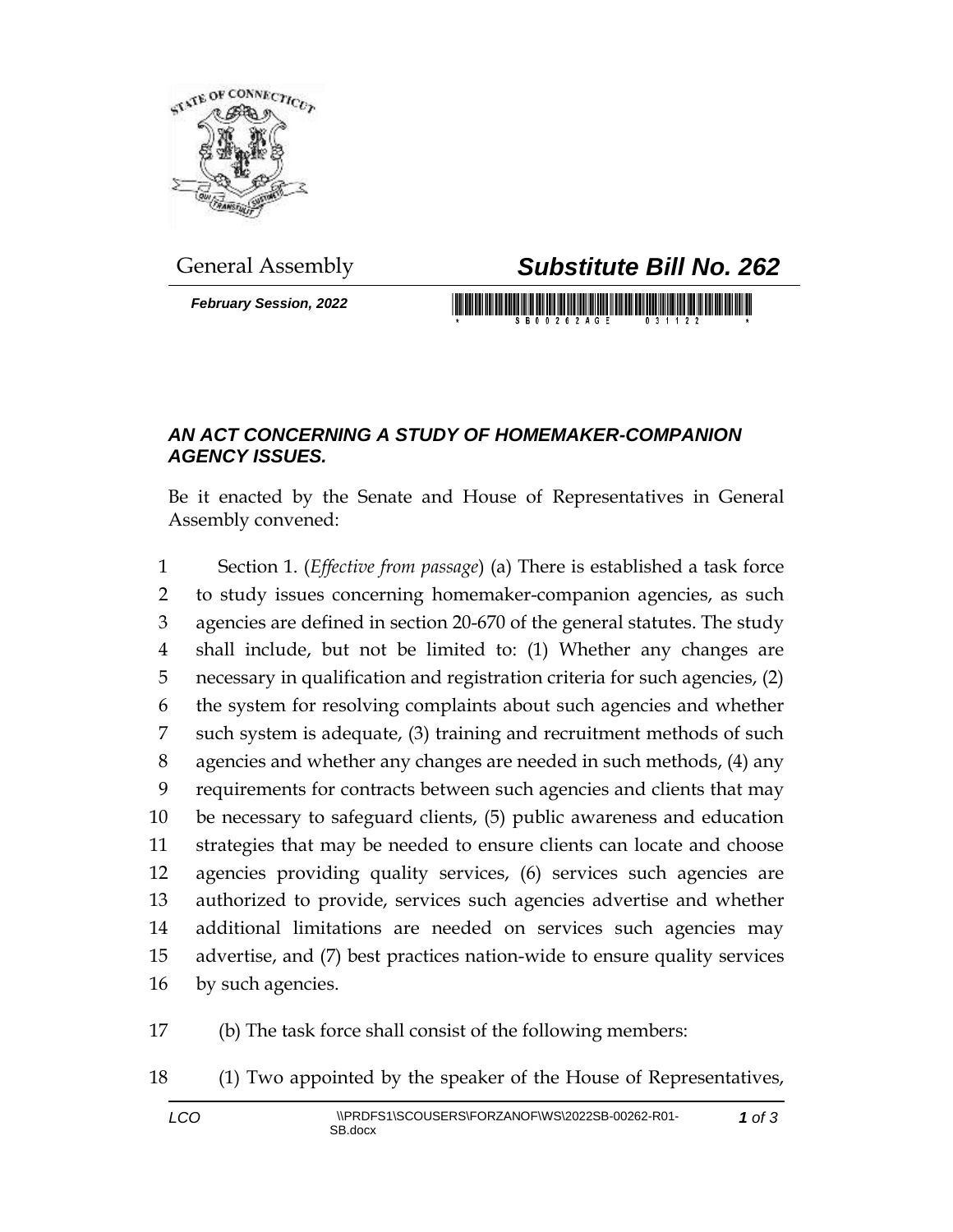General Assembly

# *Substitute Bill No. 262*

***February Session, 2022***

## *AN ACT CONCERNING A STUDY OF HOMEMAKER-COMPANION AGENCY ISSUES.*

Be it enacted by the Senate and House of Representatives in General Assembly convened:

1 Section 1. (*Effective from passage*) (a) There is established a task force
2 to study issues concerning homemaker-companion agencies, as such
3 agencies are defined in section 20-670 of the general statutes. The study
4 shall include, but not be limited to: (1) Whether any changes are
5 necessary in qualification and registration criteria for such agencies, (2)
6 the system for resolving complaints about such agencies and whether
7 such system is adequate, (3) training and recruitment methods of such
8 agencies and whether any changes are needed in such methods, (4) any
9 requirements for contracts between such agencies and clients that may
10 be necessary to safeguard clients, (5) public awareness and education
11 strategies that may be needed to ensure clients can locate and choose
12 agencies providing quality services, (6) services such agencies are
13 authorized to provide, services such agencies advertise and whether
14 additional limitations are needed on services such agencies may
15 advertise, and (7) best practices nation-wide to ensure quality services
16 by such agencies.

17 (b) The task force shall consist of the following members:

18 (1) Two appointed by the speaker of the House of Representatives,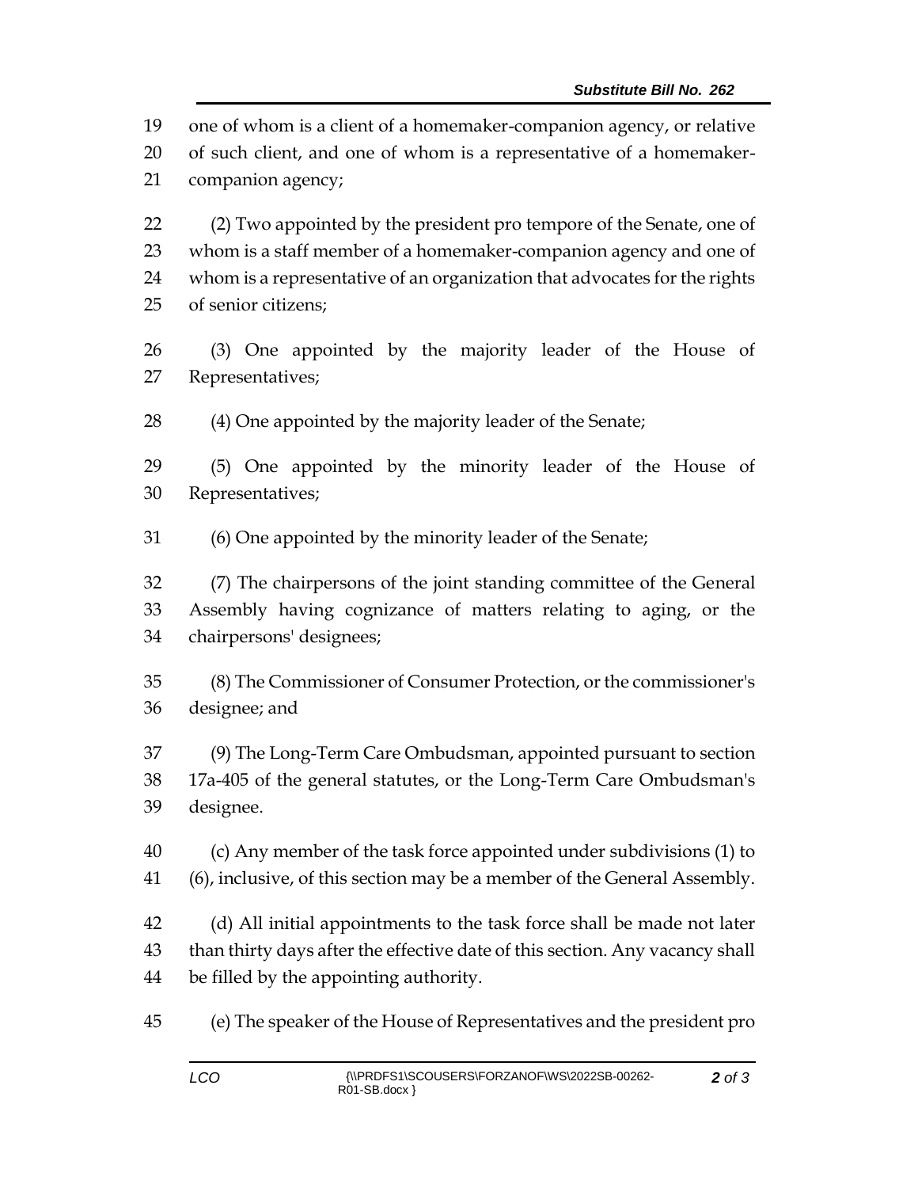one of whom is a client of a homemaker-companion agency, or relative of such client, and one of whom is a representative of a homemaker-companion agency;

(2) Two appointed by the president pro tempore of the Senate, one of whom is a staff member of a homemaker-companion agency and one of whom is a representative of an organization that advocates for the rights of senior citizens;

(3) One appointed by the majority leader of the House of Representatives;

(4) One appointed by the majority leader of the Senate;

(5) One appointed by the minority leader of the House of Representatives;

(6) One appointed by the minority leader of the Senate;

(7) The chairpersons of the joint standing committee of the General Assembly having cognizance of matters relating to aging, or the chairpersons' designees;

(8) The Commissioner of Consumer Protection, or the commissioner's designee; and

(9) The Long-Term Care Ombudsman, appointed pursuant to section 17a-405 of the general statutes, or the Long-Term Care Ombudsman's designee.

(c) Any member of the task force appointed under subdivisions (1) to (6), inclusive, of this section may be a member of the General Assembly.

(d) All initial appointments to the task force shall be made not later than thirty days after the effective date of this section. Any vacancy shall be filled by the appointing authority.

(e) The speaker of the House of Representatives and the president pro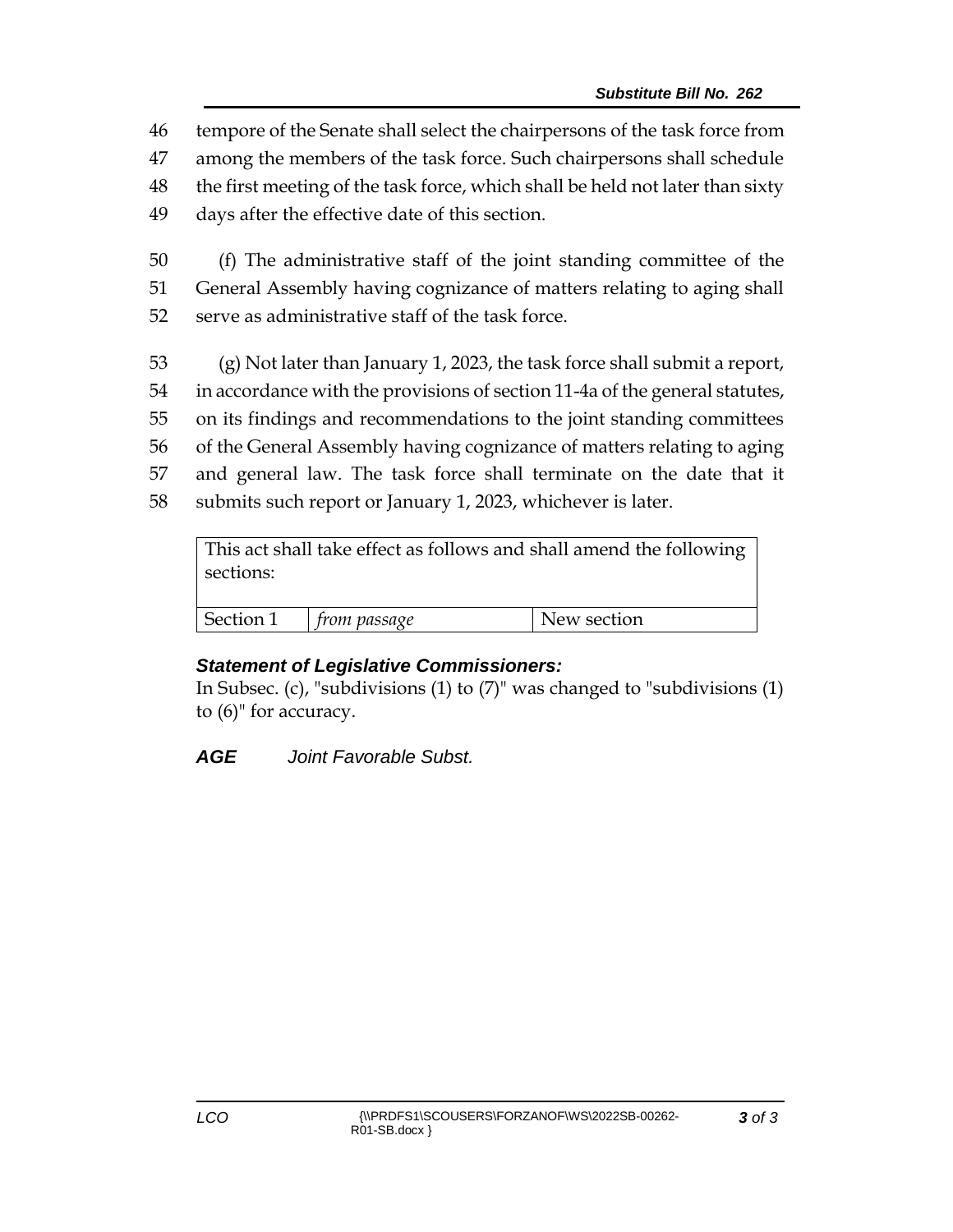tempore of the Senate shall select the chairpersons of the task force from among the members of the task force. Such chairpersons shall schedule the first meeting of the task force, which shall be held not later than sixty days after the effective date of this section.

(f) The administrative staff of the joint standing committee of the General Assembly having cognizance of matters relating to aging shall serve as administrative staff of the task force.

(g) Not later than January 1, 2023, the task force shall submit a report, in accordance with the provisions of section 11-4a of the general statutes, on its findings and recommendations to the joint standing committees of the General Assembly having cognizance of matters relating to aging and general law. The task force shall terminate on the date that it submits such report or January 1, 2023, whichever is later.

| This act shall take effect as follows and shall amend the following sections: | | |
|---|---|---|
| Section 1 | *from passage* | New section |

***Statement of Legislative Commissioners:***

In Subsec. (c), "subdivisions (1) to (7)" was changed to "subdivisions (1) to (6)" for accuracy.

***AGE*** *Joint Favorable Subst.*